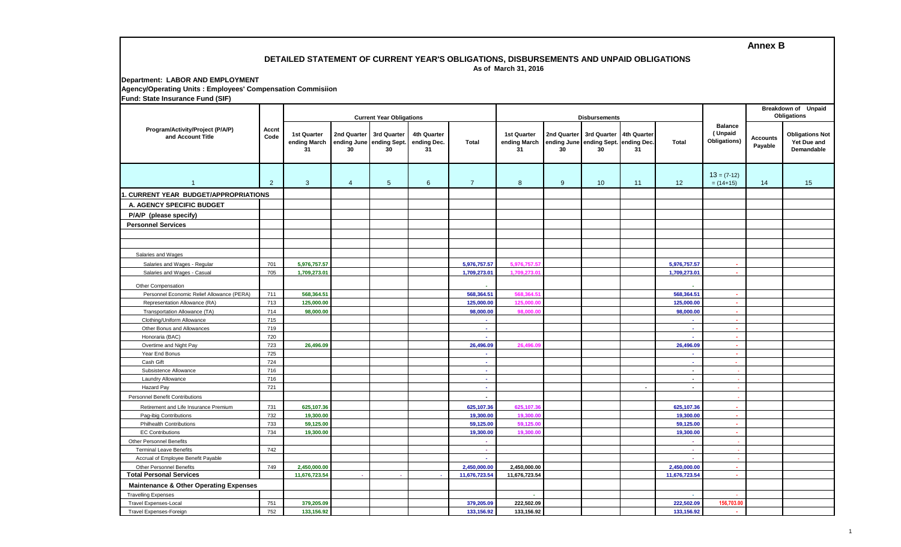**Annex B**

# DETAILED STATEMENT OF CURRENT YEAR'S OBLIGATIONS, DISBURSEMENTS AND UNPAID OBLIGATIONS

As of March 31, 2016

**Department: LABOR AND EMPLOYMENT**

**Agency/Operating Units : Employees' Compensation Commisiion**

**Fund: State Insurance Fund (SIF)**

| Program/Activity/Project (P/A/P) and Account Title | Accnt Code | Current Year Obligations | | | | | Disbursements | | | | | Balance (Unpaid Obligations) | Breakdown of Unpaid Obligations | |
|---|---|---|---|---|---|---|---|---|---|---|---|---|---|---|
| | | 1st Quarter ending March 31 | 2nd Quarter ending June 30 | 3rd Quarter ending Sept. 30 | 4th Quarter ending Dec. 31 | Total | 1st Quarter ending March 31 | 2nd Quarter ending June 30 | 3rd Quarter ending Sept. 30 | 4th Quarter ending Dec. 31 | Total | | Accounts Payable | Obligations Not Yet Due and Demandable |
| 1 | 2 | 3 | 4 | 5 | 6 | 7 | 8 | 9 | 10 | 11 | 12 | 13 = (7-12) = (14+15) | 14 | 15 |
| **1. CURRENT YEAR BUDGET/APPROPRIATIONS** | | | | | | | | | | | | | | |
| **A. AGENCY SPECIFIC BUDGET** | | | | | | | | | | | | | | |
| **P/A/P (please specify)** | | | | | | | | | | | | | | |
| **Personnel Services** | | | | | | | | | | | | | | |
| | | | | | | | | | | | | | | |
| | | | | | | | | | | | | | | |
| Salaries and Wages | | | | | | | | | | | | | | |
| Salaries and Wages - Regular | 701 | 5,976,757.57 | | | | 5,976,757.57 | 5,976,757.57 | | | | 5,976,757.57 | - | | |
| Salaries and Wages - Casual | 705 | 1,709,273.01 | | | | 1,709,273.01 | 1,709,273.01 | | | | 1,709,273.01 | - | | |
| Other Compensation | | | | | | - | | | | | - | | | |
| Personnel Economic Relief Allowance (PERA) | 711 | 568,364.51 | | | | 568,364.51 | 568,364.51 | | | | 568,364.51 | - | | |
| Representation Allowance (RA) | 713 | 125,000.00 | | | | 125,000.00 | 125,000.00 | | | | 125,000.00 | - | | |
| Transportation Allowance (TA) | 714 | 98,000.00 | | | | 98,000.00 | 98,000.00 | | | | 98,000.00 | - | | |
| Clothing/Uniform Allowance | 715 | | | | | - | | | | | - | - | | |
| Other Bonus and Allowances | 719 | | | | | - | | | | | - | - | | |
| Honoraria (BAC) | 720 | | | | | - | | | | | - | - | | |
| Overtime and Night Pay | 723 | 26,496.09 | | | | 26,496.09 | 26,496.09 | | | | 26,496.09 | - | | |
| Year End Bonus | 725 | | | | | - | | | | | - | - | | |
| Cash Gift | 724 | | | | | - | | | | | - | - | | |
| Subsistence Allowance | 716 | | | | | - | | | | | - | - | | |
| Laundry Allowance | 716 | | | | | - | | | | | - | - | | |
| Hazard Pay | 721 | | | | | - | | | | - | - | - | | |
| Personnel Benefit Contributions | | | | | | - | | | | | | - | | |
| Retirement and Life Insurance Premium | 731 | 625,107.36 | | | | 625,107.36 | 625,107.36 | | | | 625,107.36 | - | | |
| Pag-ibig Contributions | 732 | 19,300.00 | | | | 19,300.00 | 19,300.00 | | | | 19,300.00 | - | | |
| Philhealth Contributions | 733 | 59,125.00 | | | | 59,125.00 | 59,125.00 | | | | 59,125.00 | - | | |
| EC Contributions | 734 | 19,300.00 | | | | 19,300.00 | 19,300.00 | | | | 19,300.00 | - | | |
| Other Personnel Benefits | | | | | | - | | | | | - | - | | |
| Terminal Leave Benefits | 742 | | | | | - | | | | | - | - | | |
| Accrual of Employee Benefit Payable | | | | | | - | | | | | - | - | | |
| Other Personnel Benefits | 749 | 2,450,000.00 | | | | 2,450,000.00 | 2,450,000.00 | | | | 2,450,000.00 | - | | |
| **Total Personal Services** | | 11,676,723.54 | - | - | - | 11,676,723.54 | 11,676,723.54 | | | | 11,676,723.54 | - | | |
| **Maintenance & Other Operating Expenses** | | | | | | | | | | | | | | |
| Travelling Expenses | | | | | | | - | | | | - | - | | |
| Travel Expenses-Local | 751 | 379,205.09 | | | | 379,205.09 | 222,502.09 | | | | 222,502.09 | 156,703.00 | | |
| Travel Expenses-Foreign | 752 | 133,156.92 | | | | 133,156.92 | 133,156.92 | | | | 133,156.92 | - | | |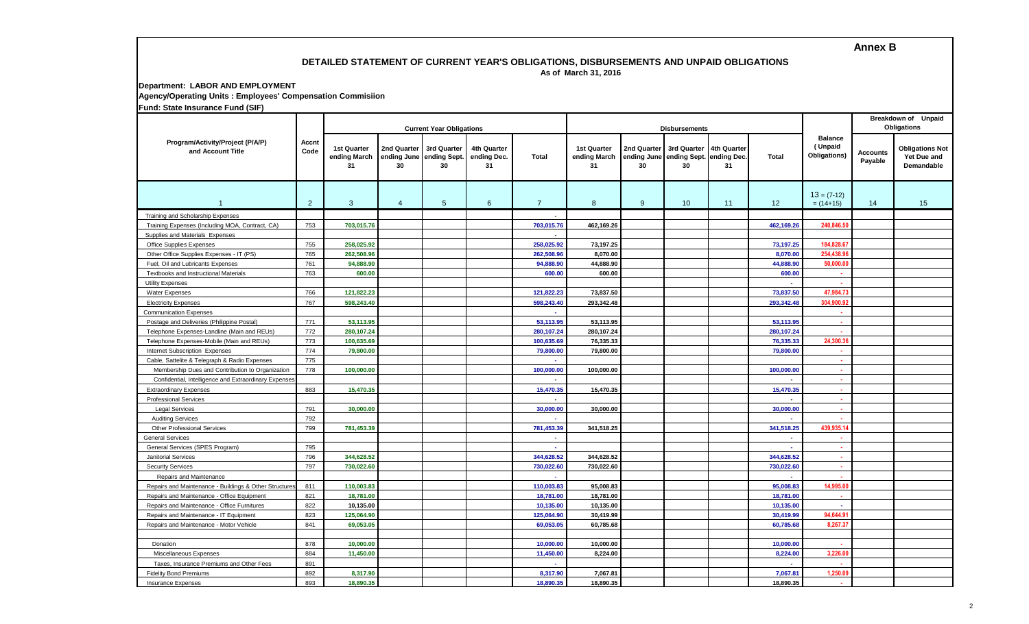**Annex B**

## DETAILED STATEMENT OF CURRENT YEAR'S OBLIGATIONS, DISBURSEMENTS AND UNPAID OBLIGATIONS

**As of March 31, 2016**

**Department: LABOR AND EMPLOYMENT**
**Agency/Operating Units : Employees' Compensation Commisiion**
**Fund: State Insurance Fund (SIF)**

| Program/Activity/Project (P/A/P) and Account Title | Accnt Code | Current Year Obligations | | | | | Disbursements | | | | | Balance ( Unpaid Obligations) | Breakdown of Unpaid Obligations | |
|---|---|---|---|---|---|---|---|---|---|---|---|---|---|---|
| | | 1st Quarter ending March 31 | 2nd Quarter ending June 30 | 3rd Quarter ending Sept. 30 | 4th Quarter ending Dec. 31 | Total | 1st Quarter ending March 31 | 2nd Quarter ending June 30 | 3rd Quarter ending Sept. 30 | 4th Quarter ending Dec. 31 | Total | | Accounts Payable | Obligations Not Yet Due and Demandable |
| 1 | 2 | 3 | 4 | 5 | 6 | 7 | 8 | 9 | 10 | 11 | 12 | 13 = (7-12) = (14+15) | 14 | 15 |
| Training and Scholarship Expenses | | | | | | - | | | | | | | | |
| Training Expenses (Including MOA, Contract, CA) | 753 | 703,015.76 | | | | 703,015.76 | 462,169.26 | | | | 462,169.26 | 240,846.50 | | |
| Supplies and Materials Expenses | | | | | | - | | | | | | | | |
| Office Supplies Expenses | 755 | 258,025.92 | | | | 258,025.92 | 73,197.25 | | | | 73,197.25 | 184,828.67 | | |
| Other Office Supplies Expenses - IT (PS) | 765 | 262,508.96 | | | | 262,508.96 | 8,070.00 | | | | 8,070.00 | 254,438.96 | | |
| Fuel, Oil and Lubricants Expenses | 761 | 94,888.90 | | | | 94,888.90 | 44,888.90 | | | | 44,888.90 | 50,000.00 | | |
| Textbooks and Instructional Materials | 763 | 600.00 | | | | 600.00 | 600.00 | | | | 600.00 | - | | |
| Utility Expenses | | | | | | | | | | | - | - | | |
| Water Expenses | 766 | 121,822.23 | | | | 121,822.23 | 73,837.50 | | | | 73,837.50 | 47,984.73 | | |
| Electricity Expenses | 767 | 598,243.40 | | | | 598,243.40 | 293,342.48 | | | | 293,342.48 | 304,900.92 | | |
| Communication Expenses | | | | | | - | | | | | | - | | |
| Postage and Deliveries (Philippine Postal) | 771 | 53,113.95 | | | | 53,113.95 | 53,113.95 | | | | 53,113.95 | - | | |
| Telephone Expenses-Landline (Main and REUs) | 772 | 280,107.24 | | | | 280,107.24 | 280,107.24 | | | | 280,107.24 | - | | |
| Telephone Expenses-Mobile (Main and REUs) | 773 | 100,635.69 | | | | 100,635.69 | 76,335.33 | | | | 76,335.33 | 24,300.36 | | |
| Internet Subscription Expenses | 774 | 79,800.00 | | | | 79,800.00 | 79,800.00 | | | | 79,800.00 | - | | |
| Cable, Sattelite & Telegraph & Radio Expenses | 775 | | | | | - | | | | | | - | | |
| Membership Dues and Contribution to Organization | 778 | 100,000.00 | | | | 100,000.00 | 100,000.00 | | | | 100,000.00 | - | | |
| Confidential, Intelligence and Extraordinary Expenses | | | | | | - | | | | | - | - | | |
| Extraordinary Expenses | 883 | 15,470.35 | | | | 15,470.35 | 15,470.35 | | | | 15,470.35 | - | | |
| Professional Services | | | | | | - | | | | | - | - | | |
| Legal Services | 791 | 30,000.00 | | | | 30,000.00 | 30,000.00 | | | | 30,000.00 | - | | |
| Auditing Services | 792 | | | | | - | | | | | - | - | | |
| Other Professional Services | 799 | 781,453.39 | | | | 781,453.39 | 341,518.25 | | | | 341,518.25 | 439,935.14 | | |
| General Services | | | | | | - | | | | | - | - | | |
| General Services (SPES Program) | 795 | | | | | - | | | | | - | - | | |
| Janitorial Services | 796 | 344,628.52 | | | | 344,628.52 | 344,628.52 | | | | 344,628.52 | - | | |
| Security Services | 797 | 730,022.60 | | | | 730,022.60 | 730,022.60 | | | | 730,022.60 | - | | |
| Repairs and Maintenance | | | | | | - | | | | | - | - | | |
| Repairs and Maintenance - Buildings & Other Structures | 811 | 110,003.83 | | | | 110,003.83 | 95,008.83 | | | | 95,008.83 | 14,995.00 | | |
| Repairs and Maintenance - Office Equipment | 821 | 18,781.00 | | | | 18,781.00 | 18,781.00 | | | | 18,781.00 | - | | |
| Repairs and Maintenance - Office Furnitures | 822 | 10,135.00 | | | | 10,135.00 | 10,135.00 | | | | 10,135.00 | - | | |
| Repairs and Maintenance - IT Equipment | 823 | 125,064.90 | | | | 125,064.90 | 30,419.99 | | | | 30,419.99 | 94,644.91 | | |
| Repairs and Maintenance - Motor Vehicle | 841 | 69,053.05 | | | | 69,053.05 | 60,785.68 | | | | 60,785.68 | 8,267.37 | | |
| | | | | | | | | | | | | | | |
| Donation | 878 | 10,000.00 | | | | 10,000.00 | 10,000.00 | | | | 10,000.00 | - | | |
| Miscellaneous Expenses | 884 | 11,450.00 | | | | 11,450.00 | 8,224.00 | | | | 8,224.00 | 3,226.00 | | |
| Taxes, Insurance Premiums and Other Fees | 891 | | | | | - | | | | | - | - | | |
| Fidelity Bond Premiums | 892 | 8,317.90 | | | | 8,317.90 | 7,067.81 | | | | 7,067.81 | 1,250.09 | | |
| Insurance Expenses | 893 | 18,890.35 | | | | 18,890.35 | 18,890.35 | | | | 18,890.35 | - | | |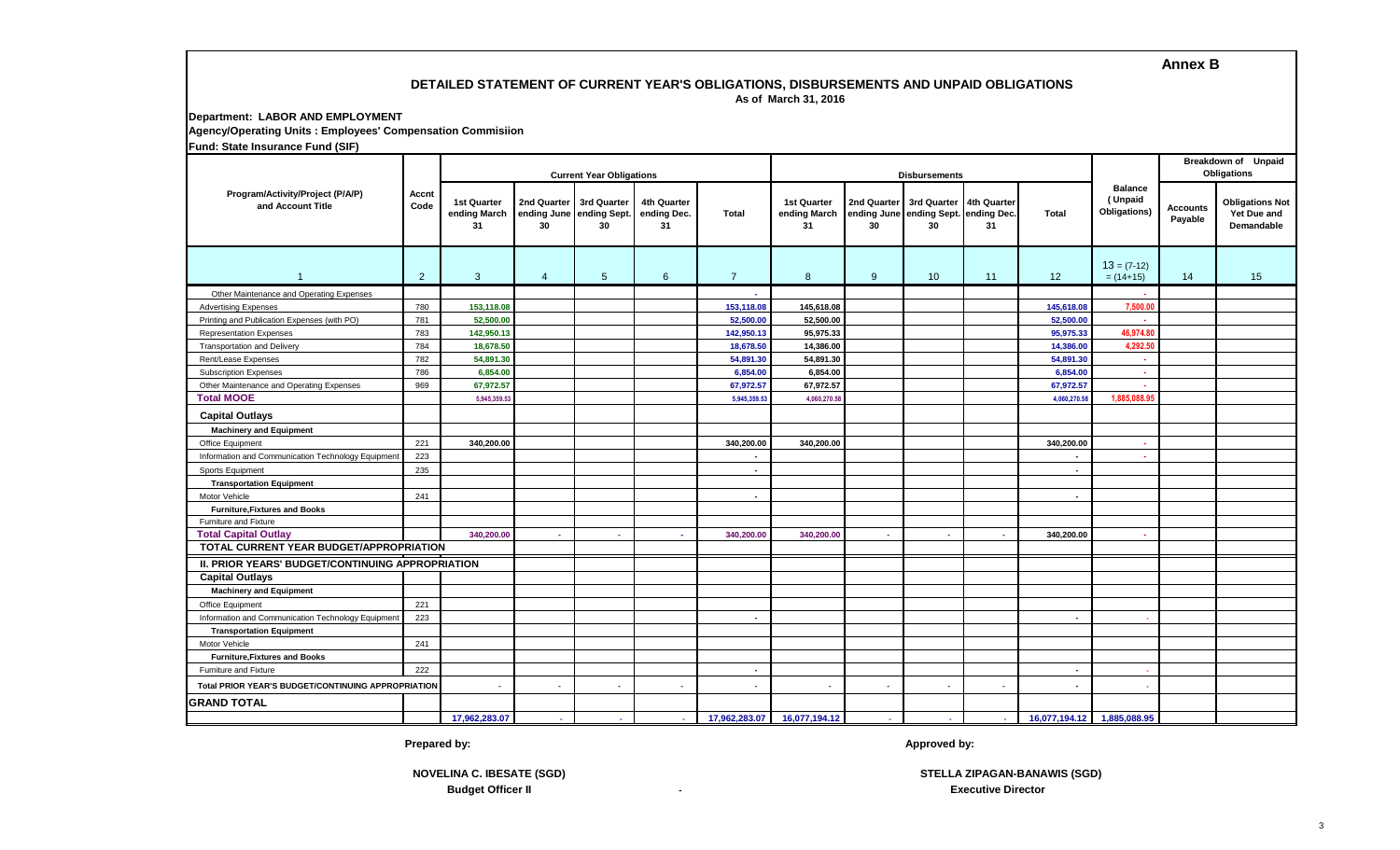Annex B

## DETAILED STATEMENT OF CURRENT YEAR'S OBLIGATIONS, DISBURSEMENTS AND UNPAID OBLIGATIONS

As of March 31, 2016

**Department: LABOR AND EMPLOYMENT**

**Agency/Operating Units : Employees' Compensation Commisiion**

**Fund: State Insurance Fund (SIF)**

| Program/Activity/Project (P/A/P) and Account Title | Accnt Code | Current Year Obligations | | | | | Disbursements | | | | | Balance ( Unpaid Obligations) | Breakdown of Unpaid Obligations | |
|---|---|---|---|---|---|---|---|---|---|---|---|---|---|---|
| | | 1st Quarter ending March 31 | 2nd Quarter ending June 30 | 3rd Quarter ending Sept. 30 | 4th Quarter ending Dec. 31 | Total | 1st Quarter ending March 31 | 2nd Quarter ending June 30 | 3rd Quarter ending Sept. 30 | 4th Quarter ending Dec. 31 | Total | | Accounts Payable | Obligations Not Yet Due and Demandable |
| 1 | 2 | 3 | 4 | 5 | 6 | 7 | 8 | 9 | 10 | 11 | 12 | 13 = (7-12) = (14+15) | 14 | 15 |
| Other Maintenance and Operating Expenses | | | | | | - | | | | | | - | | |
| Advertising Expenses | 780 | 153,118.08 | | | | 153,118.08 | 145,618.08 | | | | 145,618.08 | 7,500.00 | | |
| Printing and Publication Expenses (with PO) | 781 | 52,500.00 | | | | 52,500.00 | 52,500.00 | | | | 52,500.00 | - | | |
| Representation Expenses | 783 | 142,950.13 | | | | 142,950.13 | 95,975.33 | | | | 95,975.33 | 46,974.80 | | |
| Transportation and Delivery | 784 | 18,678.50 | | | | 18,678.50 | 14,386.00 | | | | 14,386.00 | 4,292.50 | | |
| Rent/Lease Expenses | 782 | 54,891.30 | | | | 54,891.30 | 54,891.30 | | | | 54,891.30 | - | | |
| Subscription Expenses | 786 | 6,854.00 | | | | 6,854.00 | 6,854.00 | | | | 6,854.00 | - | | |
| Other Maintenance and Operating Expenses | 969 | 67,972.57 | | | | 67,972.57 | 67,972.57 | | | | 67,972.57 | - | | |
| **Total MOOE** | | 5,945,359.53 | | | | 5,945,359.53 | 4,060,270.58 | | | | 4,060,270.58 | 1,885,088.95 | | |
| **Capital Outlays** | | | | | | | | | | | | | | |
| **Machinery and Equipment** | | | | | | | | | | | | | | |
| Office Equipment | 221 | 340,200.00 | | | | 340,200.00 | 340,200.00 | | | | 340,200.00 | - | | |
| Information and Communication Technology Equipment | 223 | | | | | - | | | | | - | - | | |
| Sports Equipment | 235 | | | | | - | | | | | - | | | |
| **Transportation Equipment** | | | | | | | | | | | | | | |
| Motor Vehicle | 241 | | | | | - | | | | | - | | | |
| **Furniture,Fixtures and Books** | | | | | | | | | | | | | | |
| Furniture and Fixture | | | | | | | | | | | | | | |
| **Total Capital Outlay** | | 340,200.00 | - | - | - | 340,200.00 | 340,200.00 | - | - | - | 340,200.00 | - | | |
| **TOTAL CURRENT YEAR BUDGET/APPROPRIATION** | | | | | | | | | | | | | | |
| **II. PRIOR YEARS' BUDGET/CONTINUING APPROPRIATION** | | | | | | | | | | | | | | |
| **Capital Outlays** | | | | | | | | | | | | | | |
| **Machinery and Equipment** | | | | | | | | | | | | | | |
| Office Equipment | 221 | | | | | | | | | | | | | |
| Information and Communication Technology Equipment | 223 | | | | | - | | | | | - | - | | |
| **Transportation Equipment** | | | | | | | | | | | | | | |
| Motor Vehicle | 241 | | | | | | | | | | | | | |
| **Furniture,Fixtures and Books** | | | | | | | | | | | | | | |
| Furniture and Fixture | 222 | | | | | - | | | | | - | - | | |
| **Total PRIOR YEAR'S BUDGET/CONTINUING APPROPRIATION** | | - | - | - | - | - | - | - | - | - | - | - | | |
| **GRAND TOTAL** | | | | | | | | | | | | | | |
| | | 17,962,283.07 | - | - | - | 17,962,283.07 | 16,077,194.12 | - | - | - | 16,077,194.12 | 1,885,088.95 | | |

Prepared by:

**NOVELINA C. IBESATE (SGD)**
**Budget Officer II**

-

Approved by:

**STELLA ZIPAGAN-BANAWIS (SGD)**
**Executive Director**